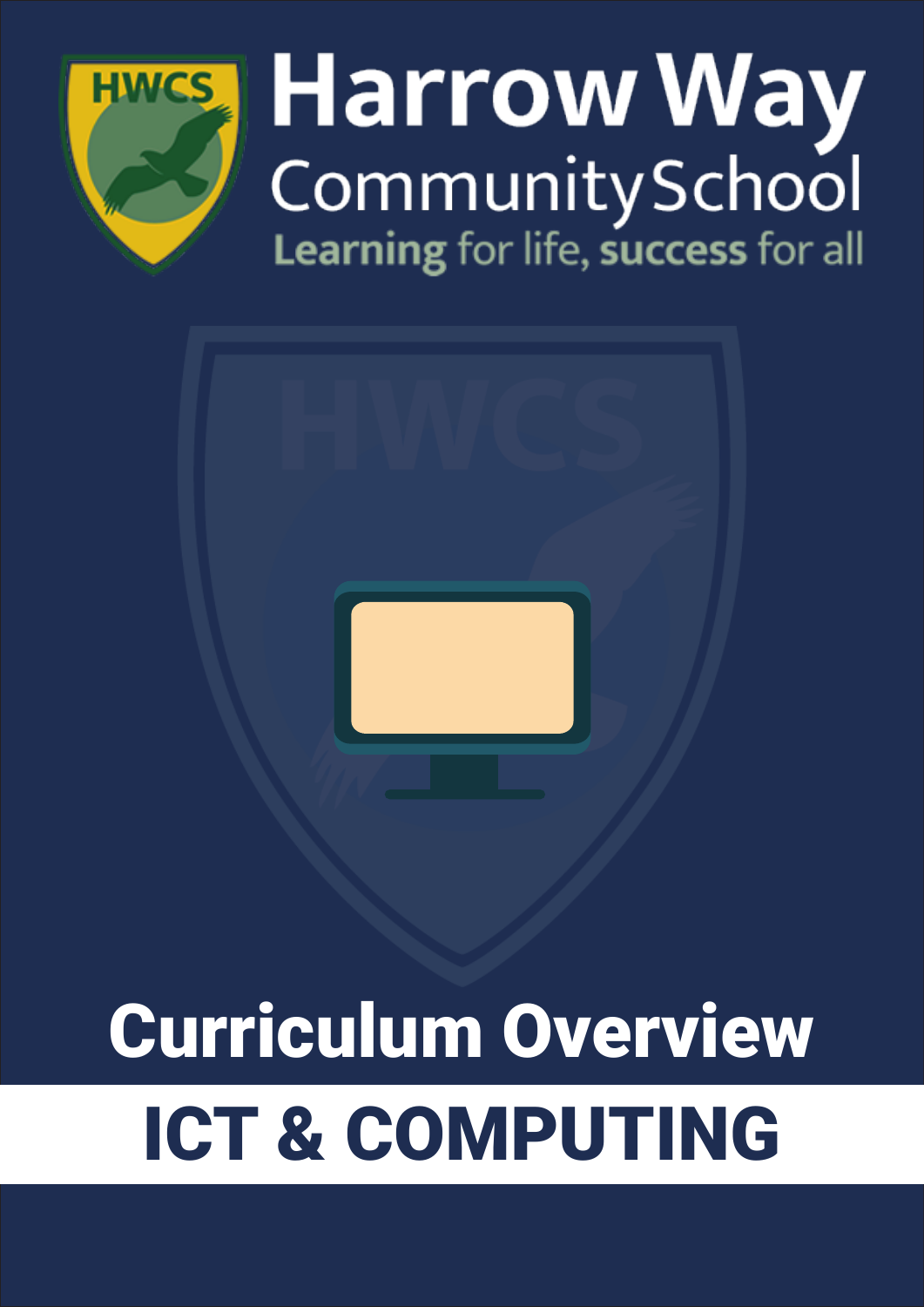# Harrow Way Community School

Learning for life, success for all

# Curriculum Overview

## ICT & COMPUTING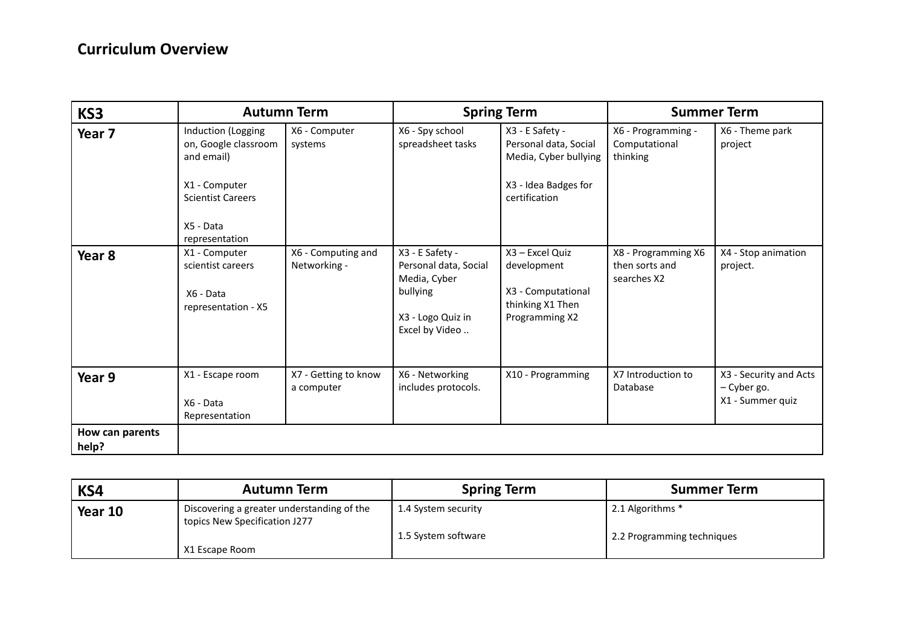## Curriculum Overview

| KS3 | Autumn Term | | Spring Term | | Summer Term | |
|---|---|---|---|---|---|---|
| **Year 7** | Induction (Logging on, Google classroom and email)<br><br>X1 - Computer Scientist Careers<br><br>X5 - Data representation | X6 - Computer systems | X6 - Spy school spreadsheet tasks | X3 - E Safety - Personal data, Social Media, Cyber bullying<br><br>X3 - Idea Badges for certification | X6 - Programming - Computational thinking | X6 - Theme park project |
| **Year 8** | X1 - Computer scientist careers<br><br>X6 - Data representation - X5 | X6 - Computing and Networking - | X3 - E Safety - Personal data, Social Media, Cyber bullying<br><br>X3 - Logo Quiz in Excel by Video .. | X3 – Excel Quiz development<br><br>X3 - Computational thinking X1 Then Programming X2 | X8 - Programming X6 then sorts and searches X2 | X4 - Stop animation project. |
| **Year 9** | X1 - Escape room<br><br>X6 - Data Representation | X7 - Getting to know a computer | X6 - Networking includes protocols. | X10 - Programming | X7 Introduction to Database | X3 - Security and Acts – Cyber go.<br>X1 - Summer quiz |
| **How can parents help?** | | | | | | |

| KS4 | Autumn Term | Spring Term | Summer Term |
|---|---|---|---|
| **Year 10** | Discovering a greater understanding of the topics New Specification J277<br><br>X1 Escape Room | 1.4 System security<br><br>1.5 System software | 2.1 Algorithms *<br><br>2.2 Programming techniques |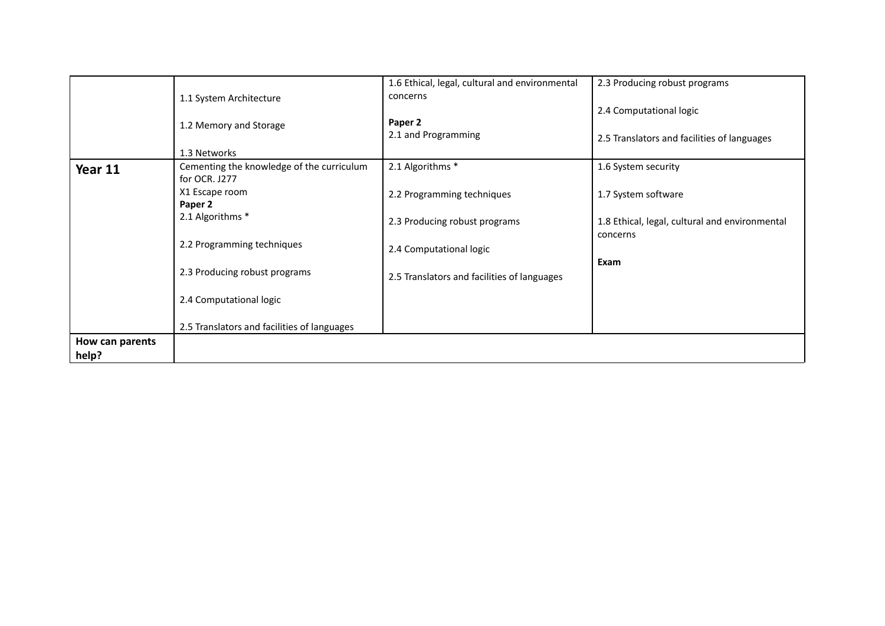| | | | |
|---|---|---|---|
| | 1.1 System Architecture<br><br>1.2 Memory and Storage<br><br>1.3 Networks | 1.6 Ethical, legal, cultural and environmental concerns<br><br>**Paper 2**<br>2.1 and Programming | 2.3 Producing robust programs<br><br>2.4 Computational logic<br><br>2.5 Translators and facilities of languages |
| **Year 11** | Cementing the knowledge of the curriculum for OCR. J277<br>X1 Escape room<br>**Paper 2**<br>2.1 Algorithms *<br><br>2.2 Programming techniques<br><br>2.3 Producing robust programs<br><br>2.4 Computational logic<br><br>2.5 Translators and facilities of languages | 2.1 Algorithms *<br><br>2.2 Programming techniques<br><br>2.3 Producing robust programs<br><br>2.4 Computational logic<br><br>2.5 Translators and facilities of languages | 1.6 System security<br><br>1.7 System software<br><br>1.8 Ethical, legal, cultural and environmental concerns<br><br>**Exam** |
| **How can parents help?** | | | |